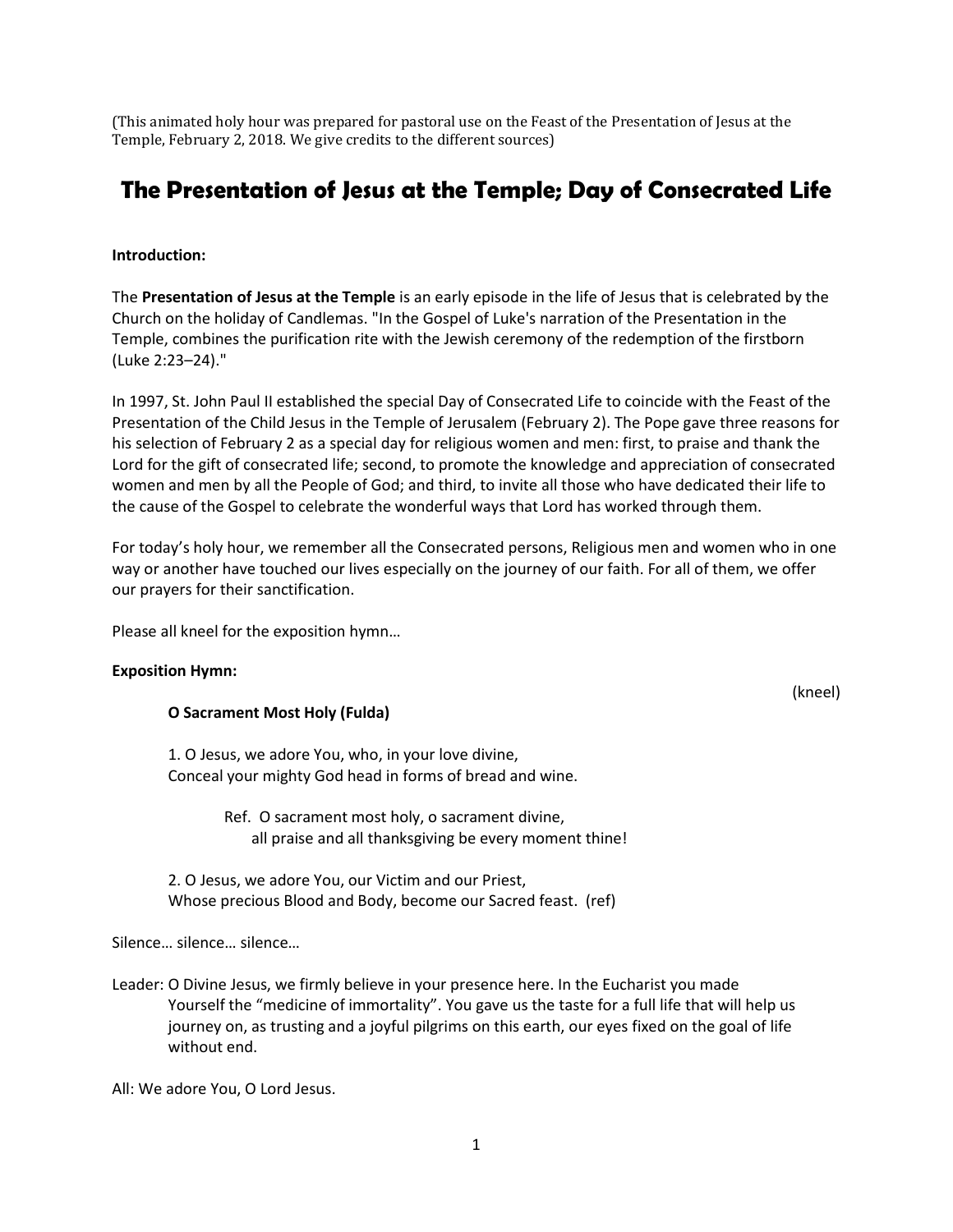(This animated holy hour was prepared for pastoral use on the Feast of the Presentation of Jesus at the Temple, February 2, 2018. We give credits to the different sources)

# The Presentation of Jesus at the Temple; Day of Consecrated Life

**Introduction:**

The **Presentation of Jesus at the Temple** is an early episode in the life of Jesus that is celebrated by the Church on the holiday of Candlemas. "In the Gospel of Luke's narration of the Presentation in the Temple, combines the purification rite with the Jewish ceremony of the redemption of the firstborn (Luke 2:23–24)."

In 1997, St. John Paul II established the special Day of Consecrated Life to coincide with the Feast of the Presentation of the Child Jesus in the Temple of Jerusalem (February 2). The Pope gave three reasons for his selection of February 2 as a special day for religious women and men: first, to praise and thank the Lord for the gift of consecrated life; second, to promote the knowledge and appreciation of consecrated women and men by all the People of God; and third, to invite all those who have dedicated their life to the cause of the Gospel to celebrate the wonderful ways that Lord has worked through them.

For today's holy hour, we remember all the Consecrated persons, Religious men and women who in one way or another have touched our lives especially on the journey of our faith. For all of them, we offer our prayers for their sanctification.

Please all kneel for the exposition hymn…

**Exposition Hymn:**

(kneel)

**O Sacrament Most Holy (Fulda)**

1. O Jesus, we adore You, who, in your love divine,
Conceal your mighty God head in forms of bread and wine.

Ref. O sacrament most holy, o sacrament divine,
all praise and all thanksgiving be every moment thine!

2. O Jesus, we adore You, our Victim and our Priest,
Whose precious Blood and Body, become our Sacred feast. (ref)

Silence… silence… silence…

Leader: O Divine Jesus, we firmly believe in your presence here. In the Eucharist you made Yourself the "medicine of immortality". You gave us the taste for a full life that will help us journey on, as trusting and a joyful pilgrims on this earth, our eyes fixed on the goal of life without end.

All: We adore You, O Lord Jesus.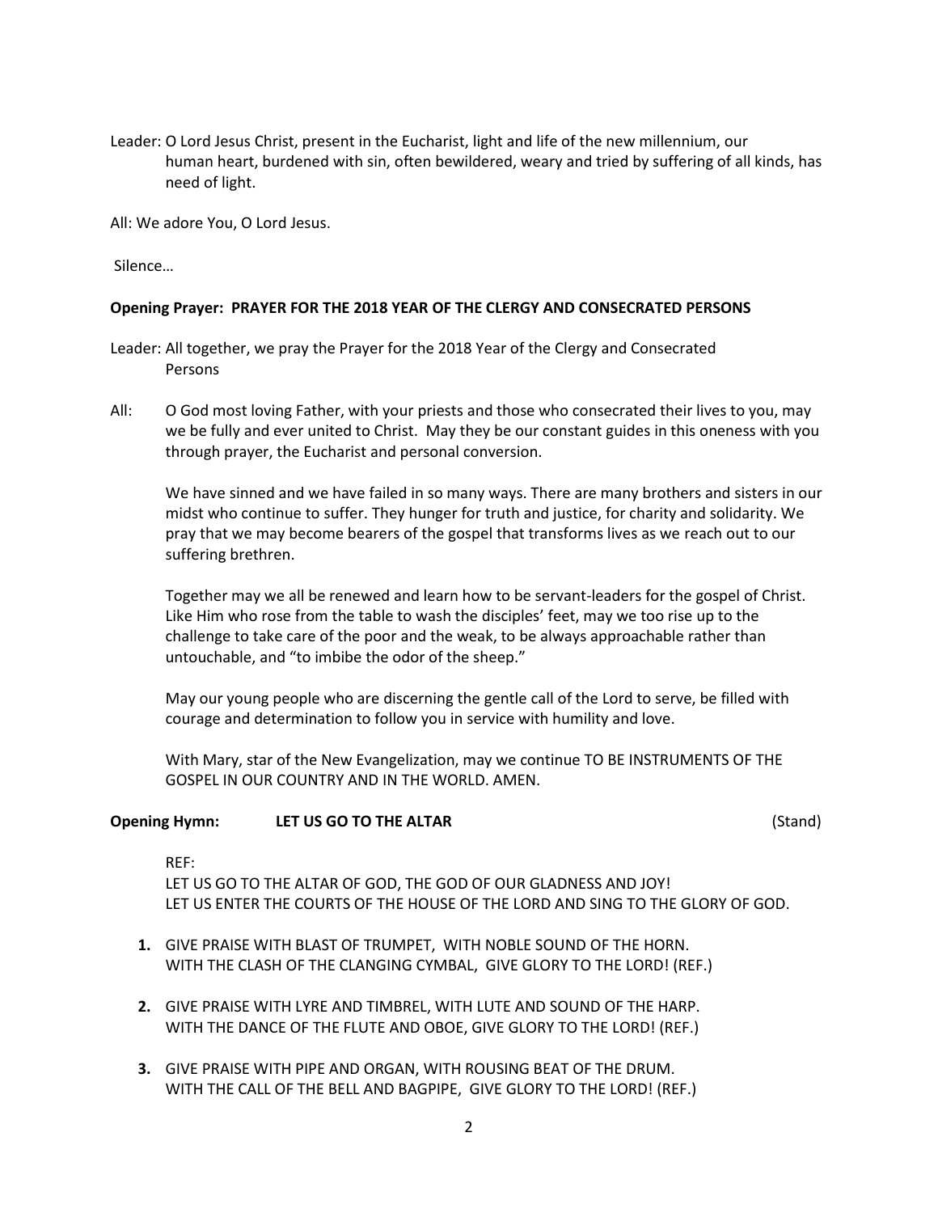Leader: O Lord Jesus Christ, present in the Eucharist, light and life of the new millennium, our human heart, burdened with sin, often bewildered, weary and tried by suffering of all kinds, has need of light.

All: We adore You, O Lord Jesus.

Silence…

**Opening Prayer: PRAYER FOR THE 2018 YEAR OF THE CLERGY AND CONSECRATED PERSONS**

Leader: All together, we pray the Prayer for the 2018 Year of the Clergy and Consecrated Persons

All: O God most loving Father, with your priests and those who consecrated their lives to you, may we be fully and ever united to Christ. May they be our constant guides in this oneness with you through prayer, the Eucharist and personal conversion.

We have sinned and we have failed in so many ways. There are many brothers and sisters in our midst who continue to suffer. They hunger for truth and justice, for charity and solidarity. We pray that we may become bearers of the gospel that transforms lives as we reach out to our suffering brethren.

Together may we all be renewed and learn how to be servant-leaders for the gospel of Christ. Like Him who rose from the table to wash the disciples' feet, may we too rise up to the challenge to take care of the poor and the weak, to be always approachable rather than untouchable, and "to imbibe the odor of the sheep."

May our young people who are discerning the gentle call of the Lord to serve, be filled with courage and determination to follow you in service with humility and love.

With Mary, star of the New Evangelization, may we continue TO BE INSTRUMENTS OF THE GOSPEL IN OUR COUNTRY AND IN THE WORLD. AMEN.

**Opening Hymn: LET US GO TO THE ALTAR** (Stand)

REF:
LET US GO TO THE ALTAR OF GOD, THE GOD OF OUR GLADNESS AND JOY!
LET US ENTER THE COURTS OF THE HOUSE OF THE LORD AND SING TO THE GLORY OF GOD.

1. GIVE PRAISE WITH BLAST OF TRUMPET, WITH NOBLE SOUND OF THE HORN.
WITH THE CLASH OF THE CLANGING CYMBAL, GIVE GLORY TO THE LORD! (REF.)

2. GIVE PRAISE WITH LYRE AND TIMBREL, WITH LUTE AND SOUND OF THE HARP.
WITH THE DANCE OF THE FLUTE AND OBOE, GIVE GLORY TO THE LORD! (REF.)

3. GIVE PRAISE WITH PIPE AND ORGAN, WITH ROUSING BEAT OF THE DRUM.
WITH THE CALL OF THE BELL AND BAGPIPE, GIVE GLORY TO THE LORD! (REF.)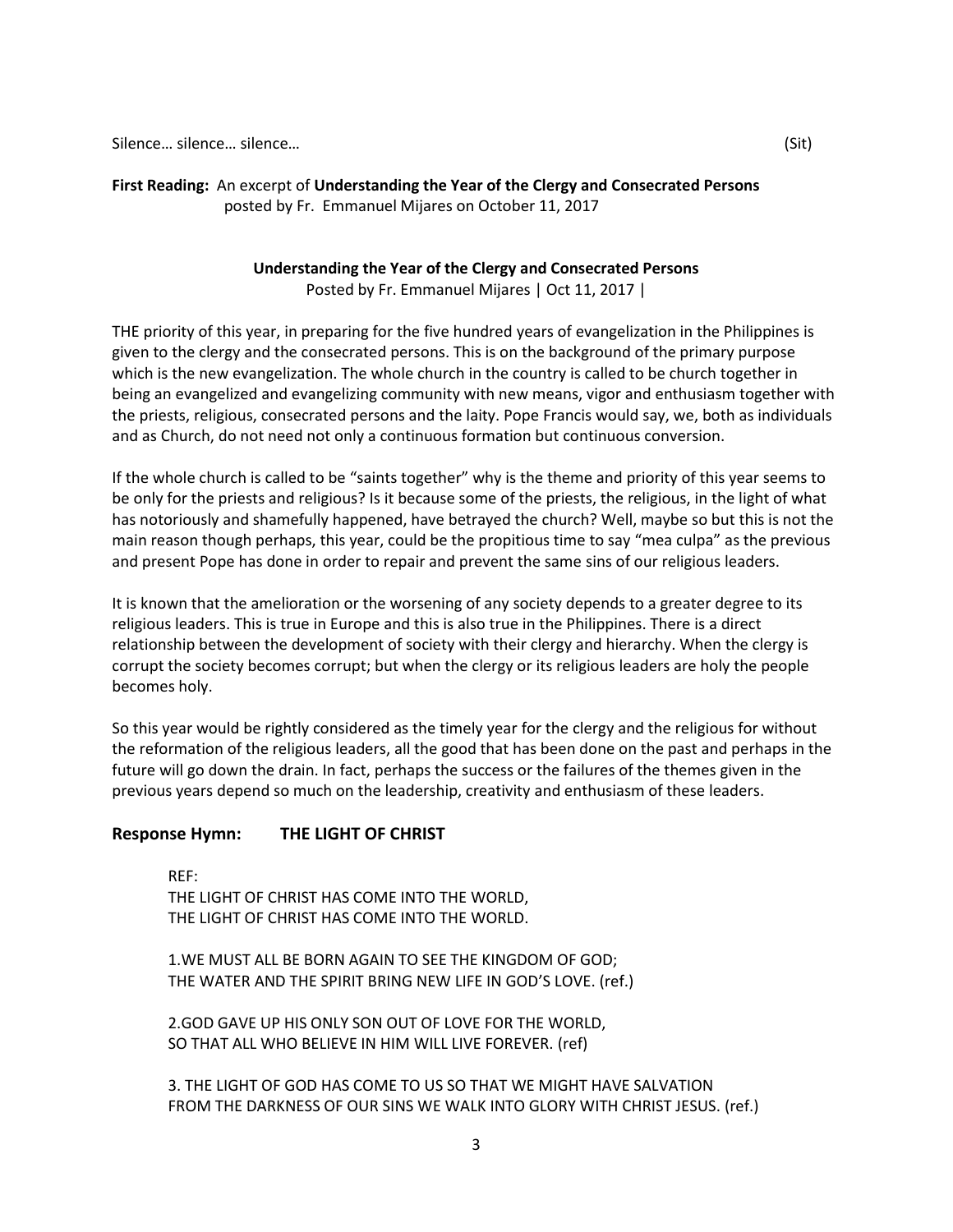Silence… silence… silence… (Sit)

**First Reading:** An excerpt of **Understanding the Year of the Clergy and Consecrated Persons** posted by Fr. Emmanuel Mijares on October 11, 2017

**Understanding the Year of the Clergy and Consecrated Persons**
Posted by Fr. Emmanuel Mijares | Oct 11, 2017 |

THE priority of this year, in preparing for the five hundred years of evangelization in the Philippines is given to the clergy and the consecrated persons. This is on the background of the primary purpose which is the new evangelization. The whole church in the country is called to be church together in being an evangelized and evangelizing community with new means, vigor and enthusiasm together with the priests, religious, consecrated persons and the laity. Pope Francis would say, we, both as individuals and as Church, do not need not only a continuous formation but continuous conversion.

If the whole church is called to be "saints together" why is the theme and priority of this year seems to be only for the priests and religious? Is it because some of the priests, the religious, in the light of what has notoriously and shamefully happened, have betrayed the church? Well, maybe so but this is not the main reason though perhaps, this year, could be the propitious time to say "mea culpa" as the previous and present Pope has done in order to repair and prevent the same sins of our religious leaders.

It is known that the amelioration or the worsening of any society depends to a greater degree to its religious leaders. This is true in Europe and this is also true in the Philippines. There is a direct relationship between the development of society with their clergy and hierarchy. When the clergy is corrupt the society becomes corrupt; but when the clergy or its religious leaders are holy the people becomes holy.

So this year would be rightly considered as the timely year for the clergy and the religious for without the reformation of the religious leaders, all the good that has been done on the past and perhaps in the future will go down the drain. In fact, perhaps the success or the failures of the themes given in the previous years depend so much on the leadership, creativity and enthusiasm of these leaders.

## Response Hymn: THE LIGHT OF CHRIST

REF:
THE LIGHT OF CHRIST HAS COME INTO THE WORLD,
THE LIGHT OF CHRIST HAS COME INTO THE WORLD.

1.WE MUST ALL BE BORN AGAIN TO SEE THE KINGDOM OF GOD;
THE WATER AND THE SPIRIT BRING NEW LIFE IN GOD'S LOVE. (ref.)

2.GOD GAVE UP HIS ONLY SON OUT OF LOVE FOR THE WORLD,
SO THAT ALL WHO BELIEVE IN HIM WILL LIVE FOREVER. (ref)

3. THE LIGHT OF GOD HAS COME TO US SO THAT WE MIGHT HAVE SALVATION
FROM THE DARKNESS OF OUR SINS WE WALK INTO GLORY WITH CHRIST JESUS. (ref.)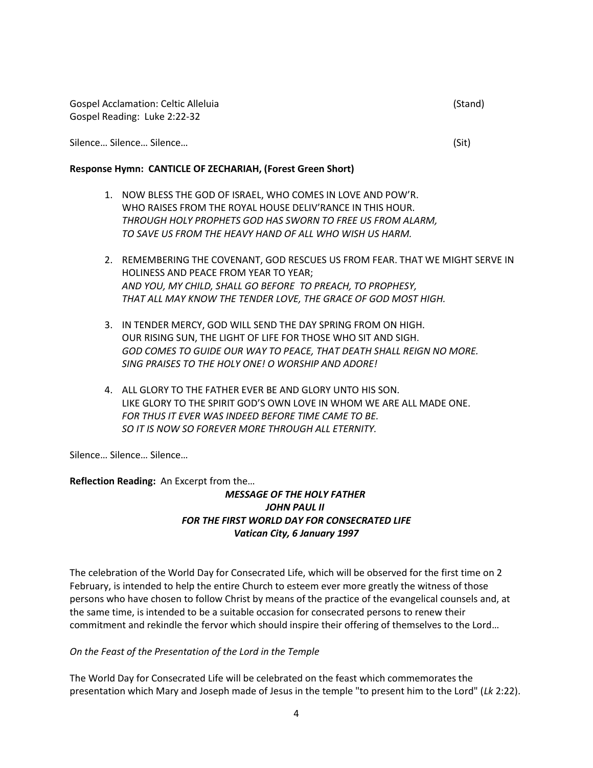Gospel Acclamation: Celtic Alleluia (Stand)
Gospel Reading: Luke 2:22-32

Silence… Silence… Silence… (Sit)

**Response Hymn: CANTICLE OF ZECHARIAH, (Forest Green Short)**

1. NOW BLESS THE GOD OF ISRAEL, WHO COMES IN LOVE AND POW'R.
   WHO RAISES FROM THE ROYAL HOUSE DELIV'RANCE IN THIS HOUR.
   *THROUGH HOLY PROPHETS GOD HAS SWORN TO FREE US FROM ALARM,*
   *TO SAVE US FROM THE HEAVY HAND OF ALL WHO WISH US HARM.*

2. REMEMBERING THE COVENANT, GOD RESCUES US FROM FEAR. THAT WE MIGHT SERVE IN HOLINESS AND PEACE FROM YEAR TO YEAR;
   *AND YOU, MY CHILD, SHALL GO BEFORE TO PREACH, TO PROPHESY,*
   *THAT ALL MAY KNOW THE TENDER LOVE, THE GRACE OF GOD MOST HIGH.*

3. IN TENDER MERCY, GOD WILL SEND THE DAY SPRING FROM ON HIGH.
   OUR RISING SUN, THE LIGHT OF LIFE FOR THOSE WHO SIT AND SIGH.
   *GOD COMES TO GUIDE OUR WAY TO PEACE, THAT DEATH SHALL REIGN NO MORE.*
   *SING PRAISES TO THE HOLY ONE! O WORSHIP AND ADORE!*

4. ALL GLORY TO THE FATHER EVER BE AND GLORY UNTO HIS SON.
   LIKE GLORY TO THE SPIRIT GOD'S OWN LOVE IN WHOM WE ARE ALL MADE ONE.
   *FOR THUS IT EVER WAS INDEED BEFORE TIME CAME TO BE.*
   *SO IT IS NOW SO FOREVER MORE THROUGH ALL ETERNITY.*

Silence… Silence… Silence…

**Reflection Reading:** An Excerpt from the…

***MESSAGE OF THE HOLY FATHER***
***JOHN PAUL II***
***FOR THE FIRST WORLD DAY FOR CONSECRATED LIFE***
***Vatican City, 6 January 1997***

The celebration of the World Day for Consecrated Life, which will be observed for the first time on 2 February, is intended to help the entire Church to esteem ever more greatly the witness of those persons who have chosen to follow Christ by means of the practice of the evangelical counsels and, at the same time, is intended to be a suitable occasion for consecrated persons to renew their commitment and rekindle the fervor which should inspire their offering of themselves to the Lord…

*On the Feast of the Presentation of the Lord in the Temple*

The World Day for Consecrated Life will be celebrated on the feast which commemorates the presentation which Mary and Joseph made of Jesus in the temple "to present him to the Lord" (*Lk* 2:22).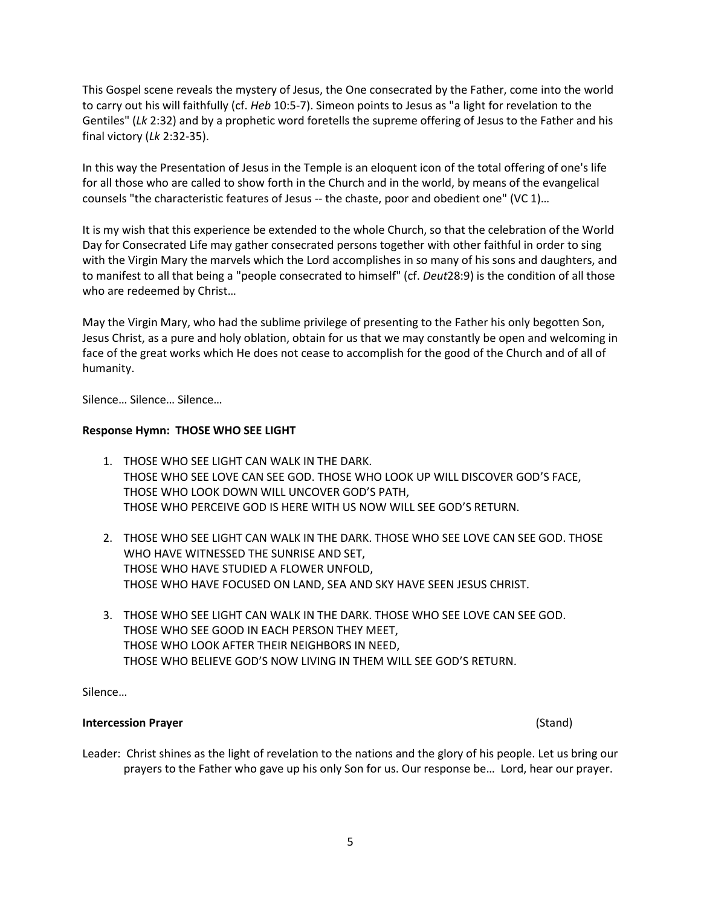This Gospel scene reveals the mystery of Jesus, the One consecrated by the Father, come into the world to carry out his will faithfully (cf. *Heb* 10:5-7). Simeon points to Jesus as "a light for revelation to the Gentiles" (*Lk* 2:32) and by a prophetic word foretells the supreme offering of Jesus to the Father and his final victory (*Lk* 2:32-35).

In this way the Presentation of Jesus in the Temple is an eloquent icon of the total offering of one's life for all those who are called to show forth in the Church and in the world, by means of the evangelical counsels "the characteristic features of Jesus -- the chaste, poor and obedient one" (VC 1)…

It is my wish that this experience be extended to the whole Church, so that the celebration of the World Day for Consecrated Life may gather consecrated persons together with other faithful in order to sing with the Virgin Mary the marvels which the Lord accomplishes in so many of his sons and daughters, and to manifest to all that being a "people consecrated to himself" (cf. *Deut*28:9) is the condition of all those who are redeemed by Christ…

May the Virgin Mary, who had the sublime privilege of presenting to the Father his only begotten Son, Jesus Christ, as a pure and holy oblation, obtain for us that we may constantly be open and welcoming in face of the great works which He does not cease to accomplish for the good of the Church and of all of humanity.

Silence… Silence… Silence…

**Response Hymn: THOSE WHO SEE LIGHT**

1. THOSE WHO SEE LIGHT CAN WALK IN THE DARK.
   THOSE WHO SEE LOVE CAN SEE GOD. THOSE WHO LOOK UP WILL DISCOVER GOD'S FACE,
   THOSE WHO LOOK DOWN WILL UNCOVER GOD'S PATH,
   THOSE WHO PERCEIVE GOD IS HERE WITH US NOW WILL SEE GOD'S RETURN.

2. THOSE WHO SEE LIGHT CAN WALK IN THE DARK. THOSE WHO SEE LOVE CAN SEE GOD. THOSE WHO HAVE WITNESSED THE SUNRISE AND SET,
   THOSE WHO HAVE STUDIED A FLOWER UNFOLD,
   THOSE WHO HAVE FOCUSED ON LAND, SEA AND SKY HAVE SEEN JESUS CHRIST.

3. THOSE WHO SEE LIGHT CAN WALK IN THE DARK. THOSE WHO SEE LOVE CAN SEE GOD.
   THOSE WHO SEE GOOD IN EACH PERSON THEY MEET,
   THOSE WHO LOOK AFTER THEIR NEIGHBORS IN NEED,
   THOSE WHO BELIEVE GOD'S NOW LIVING IN THEM WILL SEE GOD'S RETURN.

Silence…

**Intercession Prayer** (Stand)

Leader: Christ shines as the light of revelation to the nations and the glory of his people. Let us bring our prayers to the Father who gave up his only Son for us. Our response be… Lord, hear our prayer.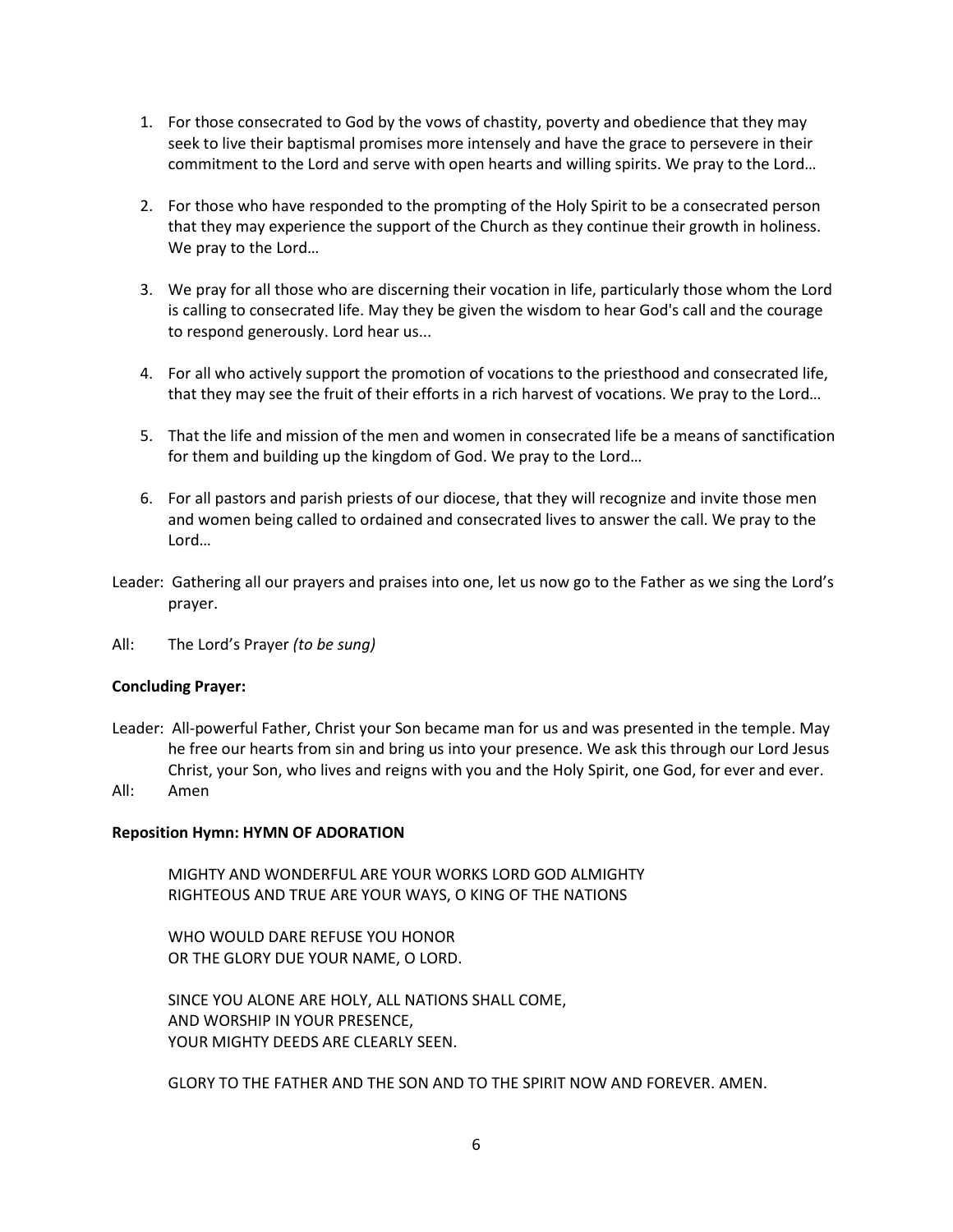1. For those consecrated to God by the vows of chastity, poverty and obedience that they may seek to live their baptismal promises more intensely and have the grace to persevere in their commitment to the Lord and serve with open hearts and willing spirits. We pray to the Lord…

2. For those who have responded to the prompting of the Holy Spirit to be a consecrated person that they may experience the support of the Church as they continue their growth in holiness. We pray to the Lord…

3. We pray for all those who are discerning their vocation in life, particularly those whom the Lord is calling to consecrated life. May they be given the wisdom to hear God's call and the courage to respond generously. Lord hear us...

4. For all who actively support the promotion of vocations to the priesthood and consecrated life, that they may see the fruit of their efforts in a rich harvest of vocations. We pray to the Lord…

5. That the life and mission of the men and women in consecrated life be a means of sanctification for them and building up the kingdom of God. We pray to the Lord…

6. For all pastors and parish priests of our diocese, that they will recognize and invite those men and women being called to ordained and consecrated lives to answer the call. We pray to the Lord…

Leader: Gathering all our prayers and praises into one, let us now go to the Father as we sing the Lord's prayer.

All: The Lord's Prayer *(to be sung)*

**Concluding Prayer:**

Leader: All-powerful Father, Christ your Son became man for us and was presented in the temple. May he free our hearts from sin and bring us into your presence. We ask this through our Lord Jesus Christ, your Son, who lives and reigns with you and the Holy Spirit, one God, for ever and ever.

All: Amen

**Reposition Hymn: HYMN OF ADORATION**

MIGHTY AND WONDERFUL ARE YOUR WORKS LORD GOD ALMIGHTY
RIGHTEOUS AND TRUE ARE YOUR WAYS, O KING OF THE NATIONS

WHO WOULD DARE REFUSE YOU HONOR
OR THE GLORY DUE YOUR NAME, O LORD.

SINCE YOU ALONE ARE HOLY, ALL NATIONS SHALL COME,
AND WORSHIP IN YOUR PRESENCE,
YOUR MIGHTY DEEDS ARE CLEARLY SEEN.

GLORY TO THE FATHER AND THE SON AND TO THE SPIRIT NOW AND FOREVER. AMEN.